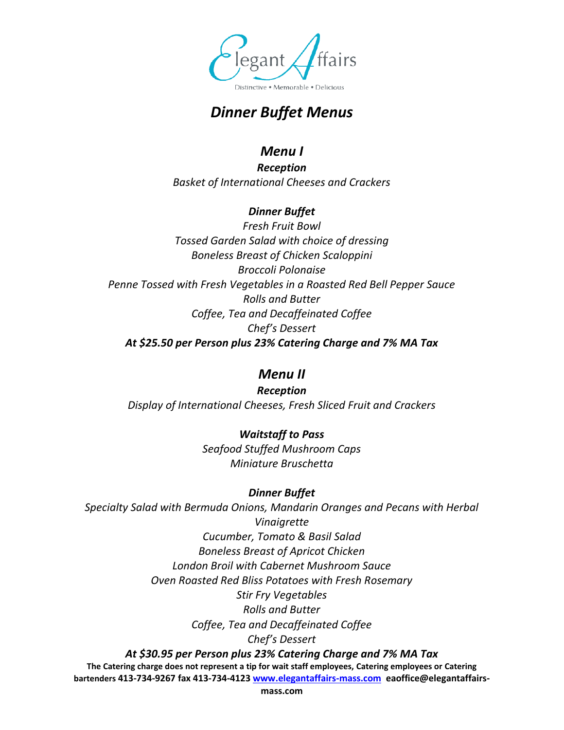Elegant Affairs

Distinctive • Memorable • Delicious

# *Dinner Buffet Menus*

## *Menu I*

***Reception***

*Basket of International Cheeses and Crackers*

***Dinner Buffet***

*Fresh Fruit Bowl*
*Tossed Garden Salad with choice of dressing*
*Boneless Breast of Chicken Scaloppini*
*Broccoli Polonaise*
*Penne Tossed with Fresh Vegetables in a Roasted Red Bell Pepper Sauce*
*Rolls and Butter*
*Coffee, Tea and Decaffeinated Coffee*
*Chef's Dessert*

***At $25.50 per Person plus 23% Catering Charge and 7% MA Tax***

## *Menu II*

***Reception***

*Display of International Cheeses, Fresh Sliced Fruit and Crackers*

***Waitstaff to Pass***

*Seafood Stuffed Mushroom Caps*
*Miniature Bruschetta*

***Dinner Buffet***

*Specialty Salad with Bermuda Onions, Mandarin Oranges and Pecans with Herbal Vinaigrette*
*Cucumber, Tomato & Basil Salad*
*Boneless Breast of Apricot Chicken*
*London Broil with Cabernet Mushroom Sauce*
*Oven Roasted Red Bliss Potatoes with Fresh Rosemary*
*Stir Fry Vegetables*
*Rolls and Butter*
*Coffee, Tea and Decaffeinated Coffee*
*Chef's Dessert*

***At $30.95 per Person plus 23% Catering Charge and 7% MA Tax***

**The Catering charge does not represent a tip for wait staff employees, Catering employees or Catering bartenders 413-734-9267 fax 413-734-4123 [www.elegantaffairs-mass.com](http://www.elegantaffairs-mass.com) eaoffice@elegantaffairs-mass.com**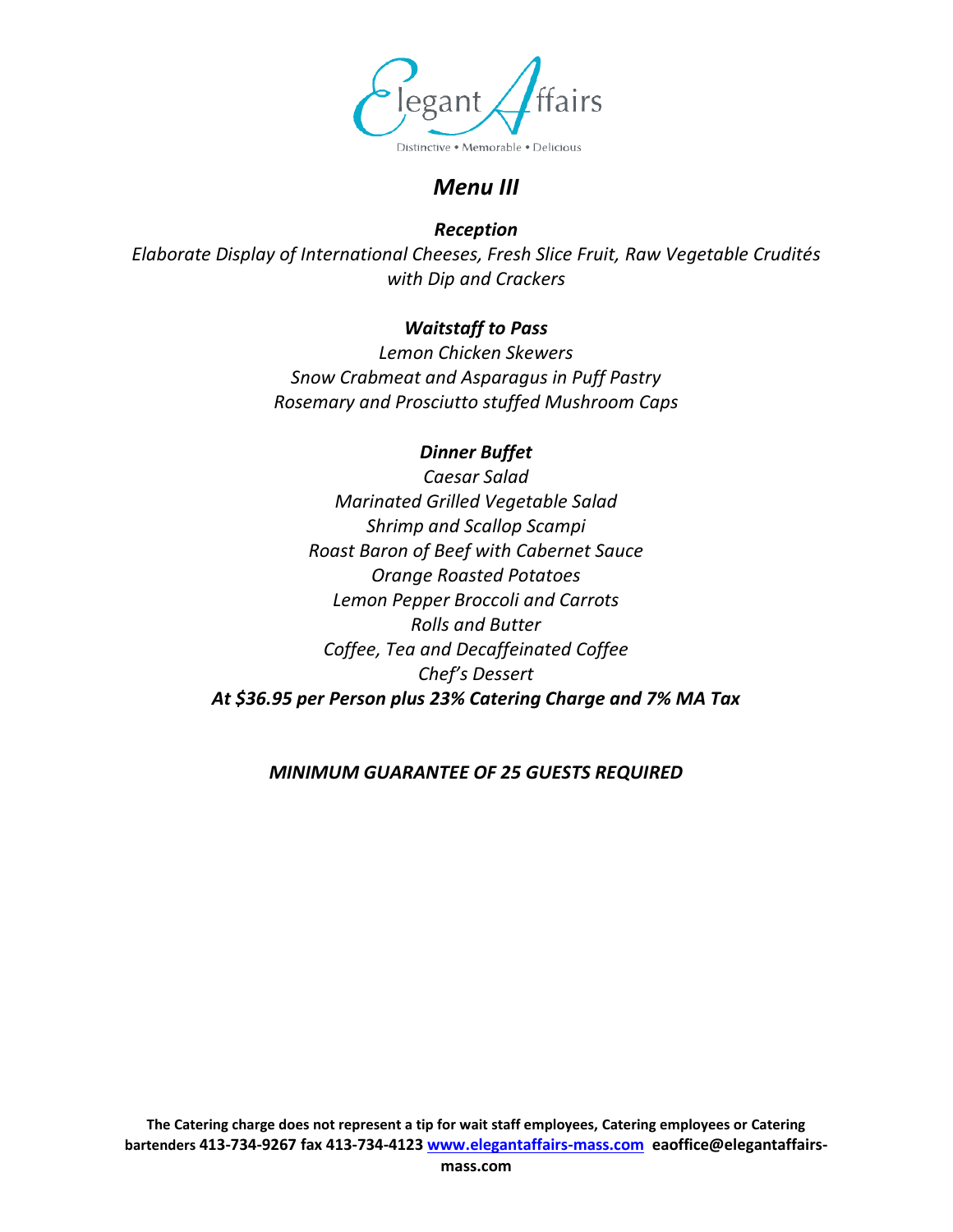Elegant Affairs

Distinctive • Memorable • Delicious

# *Menu III*

***Reception***

*Elaborate Display of International Cheeses, Fresh Slice Fruit, Raw Vegetable Crudités with Dip and Crackers*

***Waitstaff to Pass***

*Lemon Chicken Skewers*
*Snow Crabmeat and Asparagus in Puff Pastry*
*Rosemary and Prosciutto stuffed Mushroom Caps*

***Dinner Buffet***

*Caesar Salad*
*Marinated Grilled Vegetable Salad*
*Shrimp and Scallop Scampi*
*Roast Baron of Beef with Cabernet Sauce*
*Orange Roasted Potatoes*
*Lemon Pepper Broccoli and Carrots*
*Rolls and Butter*
*Coffee, Tea and Decaffeinated Coffee*
*Chef's Dessert*

***At $36.95 per Person plus 23% Catering Charge and 7% MA Tax***

***MINIMUM GUARANTEE OF 25 GUESTS REQUIRED***

**The Catering charge does not represent a tip for wait staff employees, Catering employees or Catering bartenders 413-734-9267 fax 413-734-4123 [www.elegantaffairs-mass.com](http://www.elegantaffairs-mass.com) eaoffice@elegantaffairs-mass.com**